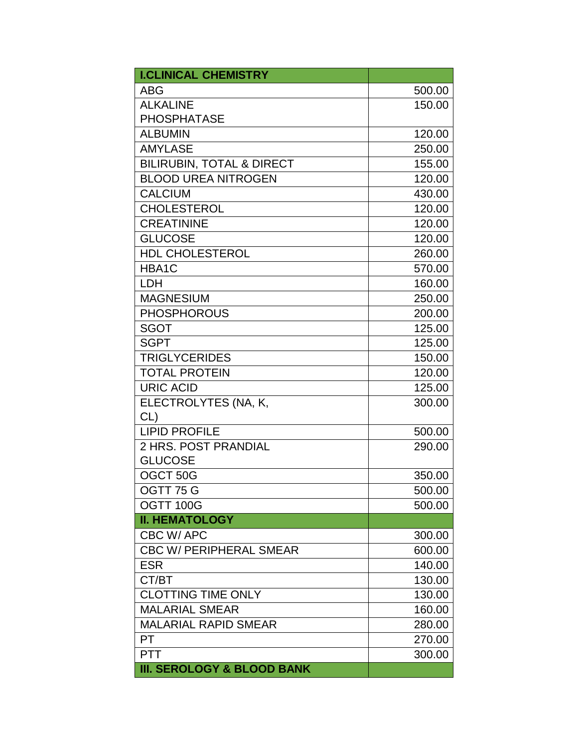| I.CLINICAL CHEMISTRY | |
|---|---|
| ABG | 500.00 |
| ALKALINE PHOSPHATASE | 150.00 |
| ALBUMIN | 120.00 |
| AMYLASE | 250.00 |
| BILIRUBIN, TOTAL & DIRECT | 155.00 |
| BLOOD UREA NITROGEN | 120.00 |
| CALCIUM | 430.00 |
| CHOLESTEROL | 120.00 |
| CREATININE | 120.00 |
| GLUCOSE | 120.00 |
| HDL CHOLESTEROL | 260.00 |
| HBA1C | 570.00 |
| LDH | 160.00 |
| MAGNESIUM | 250.00 |
| PHOSPHOROUS | 200.00 |
| SGOT | 125.00 |
| SGPT | 125.00 |
| TRIGLYCERIDES | 150.00 |
| TOTAL PROTEIN | 120.00 |
| URIC ACID | 125.00 |
| ELECTROLYTES (NA, K, CL) | 300.00 |
| LIPID PROFILE | 500.00 |
| 2 HRS. POST PRANDIAL GLUCOSE | 290.00 |
| OGCT 50G | 350.00 |
| OGTT 75 G | 500.00 |
| OGTT 100G | 500.00 |
| **II. HEMATOLOGY** | |
| CBC W/ APC | 300.00 |
| CBC W/ PERIPHERAL SMEAR | 600.00 |
| ESR | 140.00 |
| CT/BT | 130.00 |
| CLOTTING TIME ONLY | 130.00 |
| MALARIAL SMEAR | 160.00 |
| MALARIAL RAPID SMEAR | 280.00 |
| PT | 270.00 |
| PTT | 300.00 |
| **III. SEROLOGY & BLOOD BANK** | |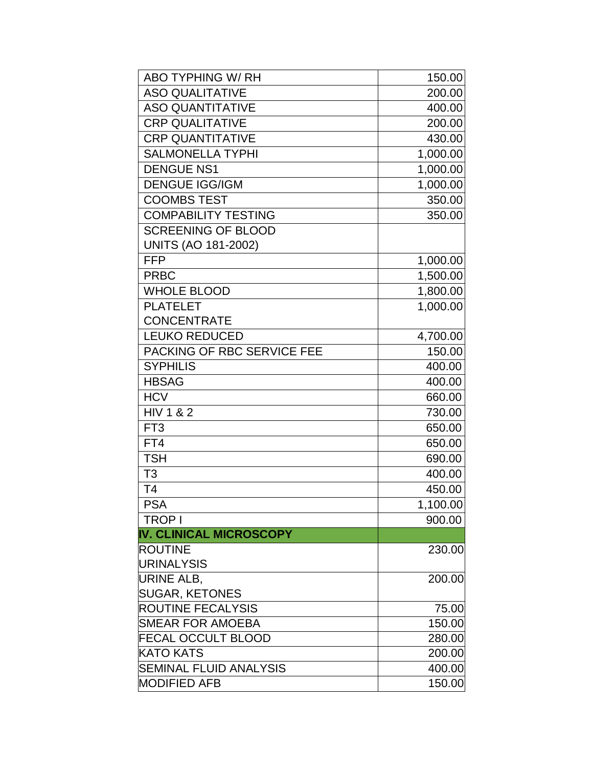| | |
|---|---|
| ABO TYPHING W/ RH | 150.00 |
| ASO QUALITATIVE | 200.00 |
| ASO QUANTITATIVE | 400.00 |
| CRP QUALITATIVE | 200.00 |
| CRP QUANTITATIVE | 430.00 |
| SALMONELLA TYPHI | 1,000.00 |
| DENGUE NS1 | 1,000.00 |
| DENGUE IGG/IGM | 1,000.00 |
| COOMBS TEST | 350.00 |
| COMPABILITY TESTING | 350.00 |
| SCREENING OF BLOOD UNITS (AO 181-2002) | |
| FFP | 1,000.00 |
| PRBC | 1,500.00 |
| WHOLE BLOOD | 1,800.00 |
| PLATELET CONCENTRATE | 1,000.00 |
| LEUKO REDUCED | 4,700.00 |
| PACKING OF RBC SERVICE FEE | 150.00 |
| SYPHILIS | 400.00 |
| HBSAG | 400.00 |
| HCV | 660.00 |
| HIV 1 & 2 | 730.00 |
| FT3 | 650.00 |
| FT4 | 650.00 |
| TSH | 690.00 |
| T3 | 400.00 |
| T4 | 450.00 |
| PSA | 1,100.00 |
| TROP I | 900.00 |
| **IV. CLINICAL MICROSCOPY** | |
| ROUTINE URINALYSIS | 230.00 |
| URINE ALB, SUGAR, KETONES | 200.00 |
| ROUTINE FECALYSIS | 75.00 |
| SMEAR FOR AMOEBA | 150.00 |
| FECAL OCCULT BLOOD | 280.00 |
| KATO KATS | 200.00 |
| SEMINAL FLUID ANALYSIS | 400.00 |
| MODIFIED AFB | 150.00 |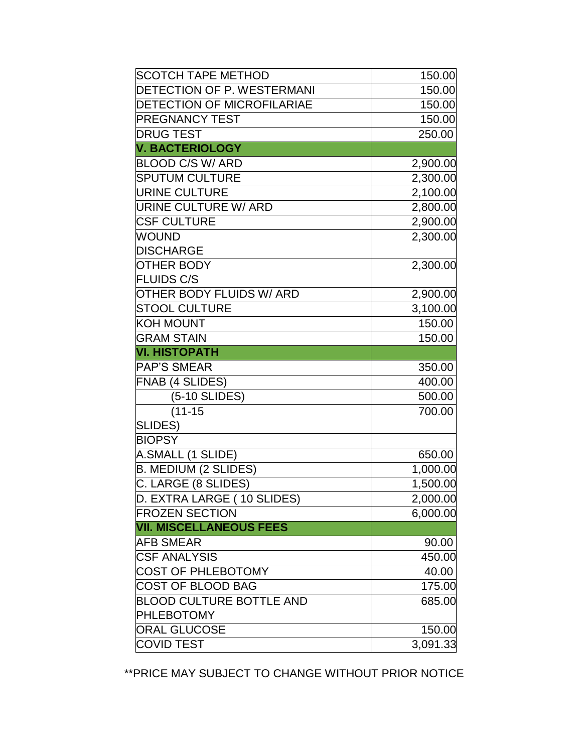| | |
|---|---|
| SCOTCH TAPE METHOD | 150.00 |
| DETECTION OF P. WESTERMANI | 150.00 |
| DETECTION OF MICROFILARIAE | 150.00 |
| PREGNANCY TEST | 150.00 |
| DRUG TEST | 250.00 |
| **V. BACTERIOLOGY** | |
| BLOOD C/S W/ ARD | 2,900.00 |
| SPUTUM CULTURE | 2,300.00 |
| URINE CULTURE | 2,100.00 |
| URINE CULTURE W/ ARD | 2,800.00 |
| CSF CULTURE | 2,900.00 |
| WOUND DISCHARGE | 2,300.00 |
| OTHER BODY FLUIDS C/S | 2,300.00 |
| OTHER BODY FLUIDS W/ ARD | 2,900.00 |
| STOOL CULTURE | 3,100.00 |
| KOH MOUNT | 150.00 |
| GRAM STAIN | 150.00 |
| **VI. HISTOPATH** | |
| PAP'S SMEAR | 350.00 |
| FNAB (4 SLIDES) | 400.00 |
| (5-10 SLIDES) | 500.00 |
| (11-15 SLIDES) | 700.00 |
| BIOPSY | |
| A.SMALL (1 SLIDE) | 650.00 |
| B. MEDIUM (2 SLIDES) | 1,000.00 |
| C. LARGE (8 SLIDES) | 1,500.00 |
| D. EXTRA LARGE ( 10 SLIDES) | 2,000.00 |
| FROZEN SECTION | 6,000.00 |
| **VII. MISCELLANEOUS FEES** | |
| AFB SMEAR | 90.00 |
| CSF ANALYSIS | 450.00 |
| COST OF PHLEBOTOMY | 40.00 |
| COST OF BLOOD BAG | 175.00 |
| BLOOD CULTURE BOTTLE AND PHLEBOTOMY | 685.00 |
| ORAL GLUCOSE | 150.00 |
| COVID TEST | 3,091.33 |

**PRICE MAY SUBJECT TO CHANGE WITHOUT PRIOR NOTICE